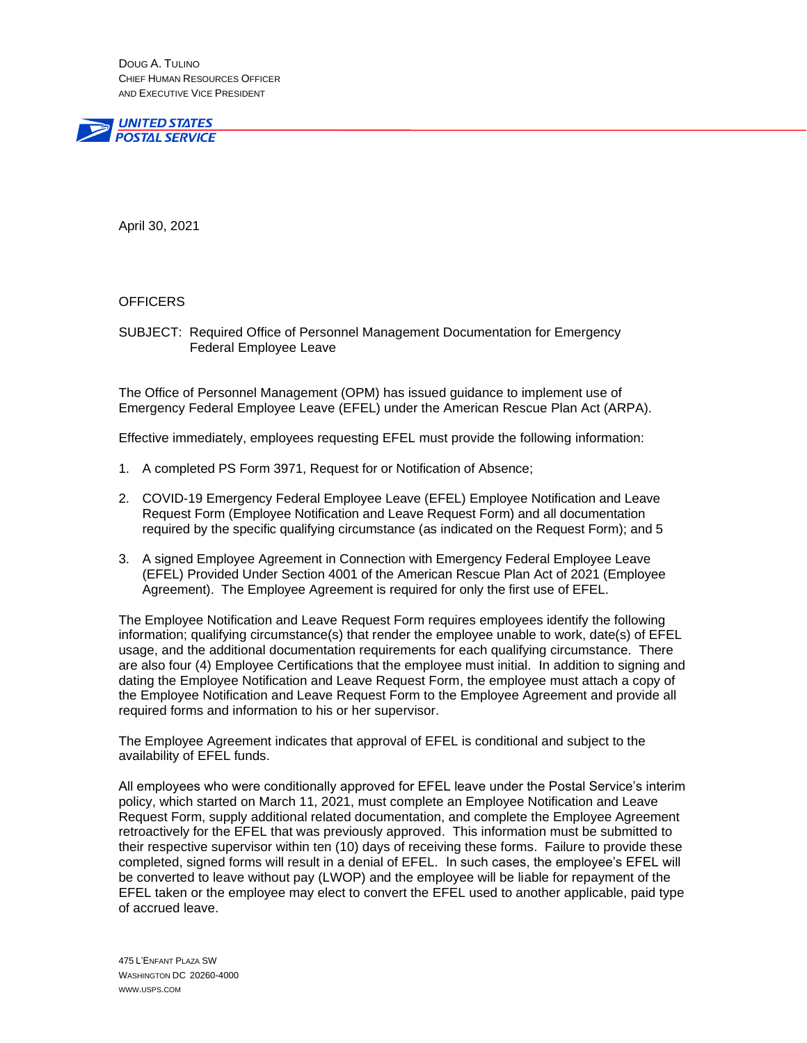DOUG A. TULINO
CHIEF HUMAN RESOURCES OFFICER
AND EXECUTIVE VICE PRESIDENT

UNITED STATES
POSTAL SERVICE

April 30, 2021

OFFICERS

SUBJECT: Required Office of Personnel Management Documentation for Emergency Federal Employee Leave

The Office of Personnel Management (OPM) has issued guidance to implement use of Emergency Federal Employee Leave (EFEL) under the American Rescue Plan Act (ARPA).

Effective immediately, employees requesting EFEL must provide the following information:

1. A completed PS Form 3971, Request for or Notification of Absence;

2. COVID-19 Emergency Federal Employee Leave (EFEL) Employee Notification and Leave Request Form (Employee Notification and Leave Request Form) and all documentation required by the specific qualifying circumstance (as indicated on the Request Form); and 5

3. A signed Employee Agreement in Connection with Emergency Federal Employee Leave (EFEL) Provided Under Section 4001 of the American Rescue Plan Act of 2021 (Employee Agreement). The Employee Agreement is required for only the first use of EFEL.

The Employee Notification and Leave Request Form requires employees identify the following information; qualifying circumstance(s) that render the employee unable to work, date(s) of EFEL usage, and the additional documentation requirements for each qualifying circumstance. There are also four (4) Employee Certifications that the employee must initial. In addition to signing and dating the Employee Notification and Leave Request Form, the employee must attach a copy of the Employee Notification and Leave Request Form to the Employee Agreement and provide all required forms and information to his or her supervisor.

The Employee Agreement indicates that approval of EFEL is conditional and subject to the availability of EFEL funds.

All employees who were conditionally approved for EFEL leave under the Postal Service's interim policy, which started on March 11, 2021, must complete an Employee Notification and Leave Request Form, supply additional related documentation, and complete the Employee Agreement retroactively for the EFEL that was previously approved. This information must be submitted to their respective supervisor within ten (10) days of receiving these forms. Failure to provide these completed, signed forms will result in a denial of EFEL. In such cases, the employee's EFEL will be converted to leave without pay (LWOP) and the employee will be liable for repayment of the EFEL taken or the employee may elect to convert the EFEL used to another applicable, paid type of accrued leave.

475 L'ENFANT PLAZA SW
WASHINGTON DC 20260-4000
WWW.USPS.COM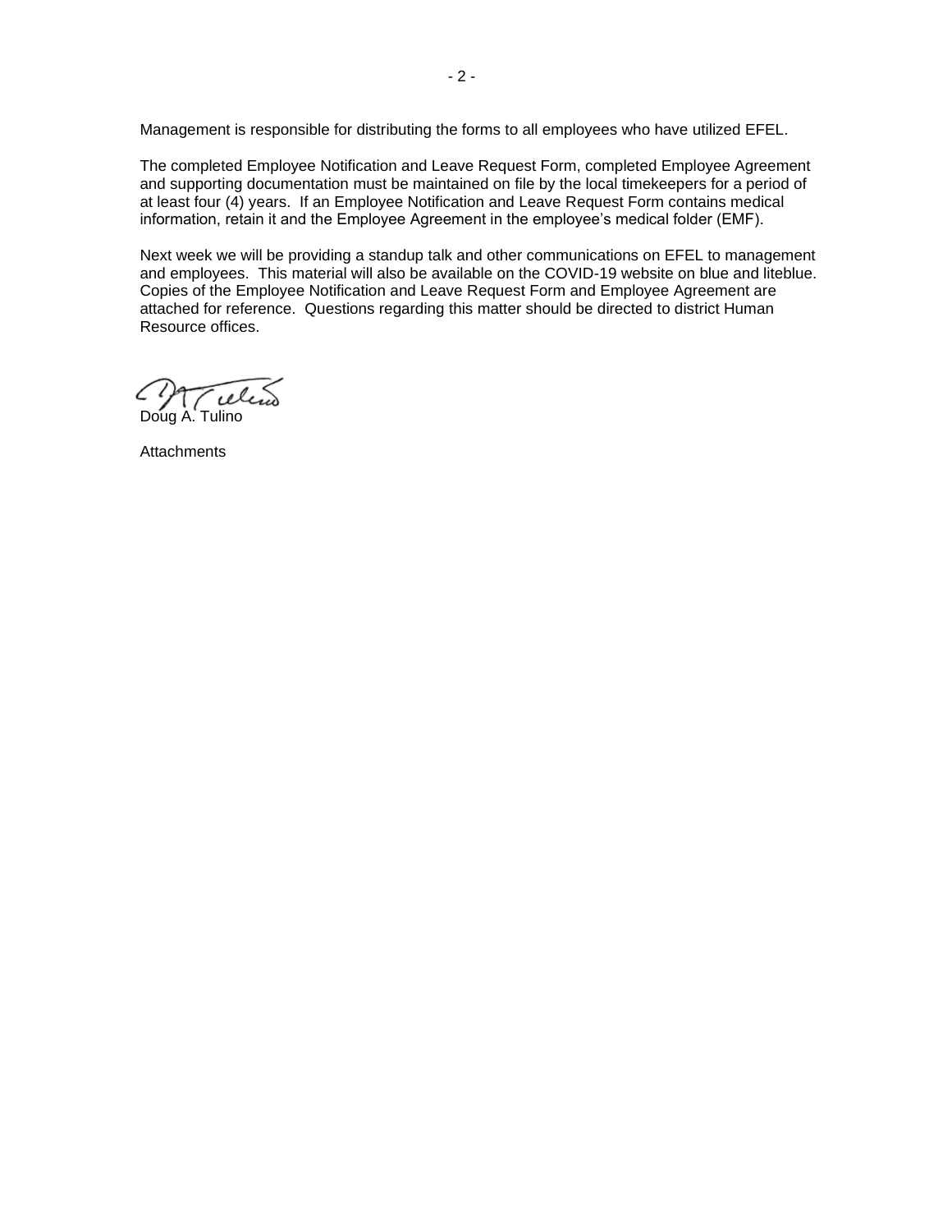Management is responsible for distributing the forms to all employees who have utilized EFEL.

The completed Employee Notification and Leave Request Form, completed Employee Agreement and supporting documentation must be maintained on file by the local timekeepers for a period of at least four (4) years. If an Employee Notification and Leave Request Form contains medical information, retain it and the Employee Agreement in the employee's medical folder (EMF).

Next week we will be providing a standup talk and other communications on EFEL to management and employees. This material will also be available on the COVID-19 website on blue and liteblue. Copies of the Employee Notification and Leave Request Form and Employee Agreement are attached for reference. Questions regarding this matter should be directed to district Human Resource offices.

Doug A. Tulino

Attachments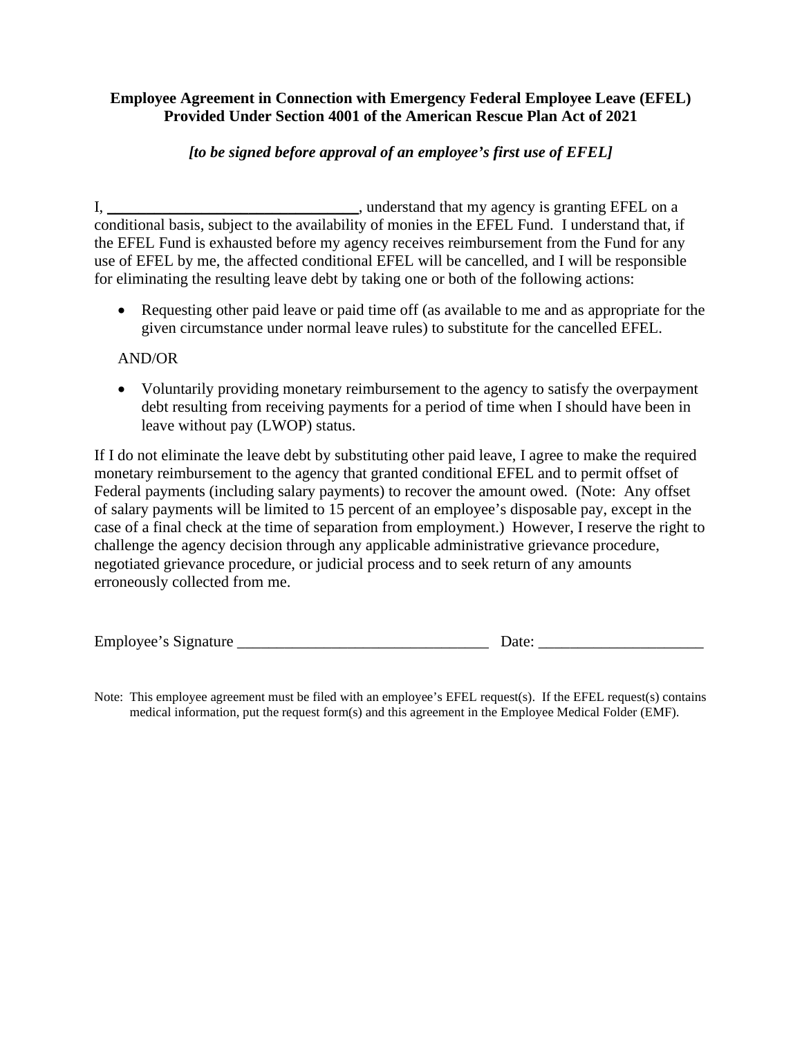**Employee Agreement in Connection with Emergency Federal Employee Leave (EFEL) Provided Under Section 4001 of the American Rescue Plan Act of 2021**

***[to be signed before approval of an employee's first use of EFEL]***

I, ________________________________, understand that my agency is granting EFEL on a conditional basis, subject to the availability of monies in the EFEL Fund. I understand that, if the EFEL Fund is exhausted before my agency receives reimbursement from the Fund for any use of EFEL by me, the affected conditional EFEL will be cancelled, and I will be responsible for eliminating the resulting leave debt by taking one or both of the following actions:

- Requesting other paid leave or paid time off (as available to me and as appropriate for the given circumstance under normal leave rules) to substitute for the cancelled EFEL.

AND/OR

- Voluntarily providing monetary reimbursement to the agency to satisfy the overpayment debt resulting from receiving payments for a period of time when I should have been in leave without pay (LWOP) status.

If I do not eliminate the leave debt by substituting other paid leave, I agree to make the required monetary reimbursement to the agency that granted conditional EFEL and to permit offset of Federal payments (including salary payments) to recover the amount owed. (Note: Any offset of salary payments will be limited to 15 percent of an employee's disposable pay, except in the case of a final check at the time of separation from employment.) However, I reserve the right to challenge the agency decision through any applicable administrative grievance procedure, negotiated grievance procedure, or judicial process and to seek return of any amounts erroneously collected from me.

Employee's Signature ________________________________ Date: _____________________

Note: This employee agreement must be filed with an employee's EFEL request(s). If the EFEL request(s) contains medical information, put the request form(s) and this agreement in the Employee Medical Folder (EMF).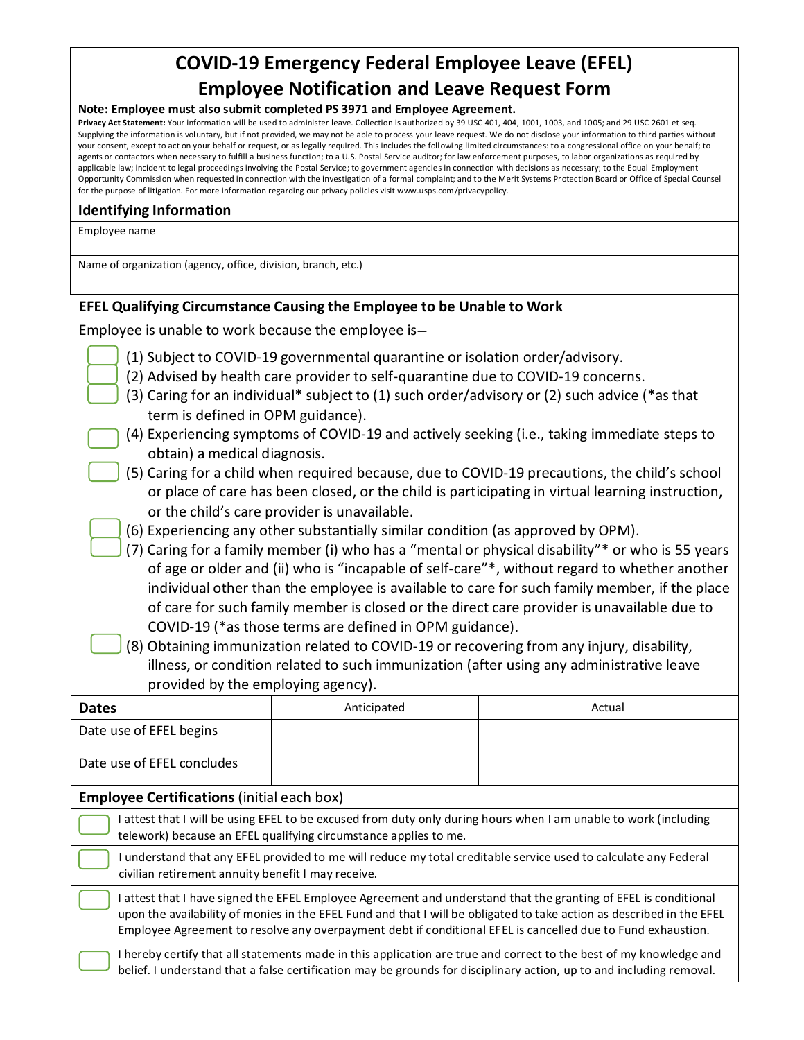# COVID-19 Emergency Federal Employee Leave (EFEL) Employee Notification and Leave Request Form

**Note: Employee must also submit completed PS 3971 and Employee Agreement.**

**Privacy Act Statement:** Your information will be used to administer leave. Collection is authorized by 39 USC 401, 404, 1001, 1003, and 1005; and 29 USC 2601 et seq. Supplying the information is voluntary, but if not provided, we may not be able to process your leave request. We do not disclose your information to third parties without your consent, except to act on your behalf or request, or as legally required. This includes the following limited circumstances: to a congressional office on your behalf; to agents or contactors when necessary to fulfill a business function; to a U.S. Postal Service auditor; for law enforcement purposes, to labor organizations as required by applicable law; incident to legal proceedings involving the Postal Service; to government agencies in connection with decisions as necessary; to the Equal Employment Opportunity Commission when requested in connection with the investigation of a formal complaint; and to the Merit Systems Protection Board or Office of Special Counsel for the purpose of litigation. For more information regarding our privacy policies visit www.usps.com/privacypolicy.

## Identifying Information

Employee name

Name of organization (agency, office, division, branch, etc.)

## EFEL Qualifying Circumstance Causing the Employee to be Unable to Work

Employee is unable to work because the employee is—

- ☐ (1) Subject to COVID-19 governmental quarantine or isolation order/advisory.
- ☐ (2) Advised by health care provider to self-quarantine due to COVID-19 concerns.
- ☐ (3) Caring for an individual* subject to (1) such order/advisory or (2) such advice (*as that term is defined in OPM guidance).
- ☐ (4) Experiencing symptoms of COVID-19 and actively seeking (i.e., taking immediate steps to obtain) a medical diagnosis.
- ☐ (5) Caring for a child when required because, due to COVID-19 precautions, the child's school or place of care has been closed, or the child is participating in virtual learning instruction, or the child's care provider is unavailable.
- ☐ (6) Experiencing any other substantially similar condition (as approved by OPM).
- ☐ (7) Caring for a family member (i) who has a "mental or physical disability"* or who is 55 years of age or older and (ii) who is "incapable of self-care"*, without regard to whether another individual other than the employee is available to care for such family member, if the place of care for such family member is closed or the direct care provider is unavailable due to COVID-19 (*as those terms are defined in OPM guidance).
- ☐ (8) Obtaining immunization related to COVID-19 or recovering from any injury, disability, illness, or condition related to such immunization (after using any administrative leave provided by the employing agency).

| **Dates** | Anticipated | Actual |
|---|---|---|
| Date use of EFEL begins | | |
| Date use of EFEL concludes | | |

## Employee Certifications (initial each box)

- ☐ I attest that I will be using EFEL to be excused from duty only during hours when I am unable to work (including telework) because an EFEL qualifying circumstance applies to me.
- ☐ I understand that any EFEL provided to me will reduce my total creditable service used to calculate any Federal civilian retirement annuity benefit I may receive.
- ☐ I attest that I have signed the EFEL Employee Agreement and understand that the granting of EFEL is conditional upon the availability of monies in the EFEL Fund and that I will be obligated to take action as described in the EFEL Employee Agreement to resolve any overpayment debt if conditional EFEL is cancelled due to Fund exhaustion.
- ☐ I hereby certify that all statements made in this application are true and correct to the best of my knowledge and belief. I understand that a false certification may be grounds for disciplinary action, up to and including removal.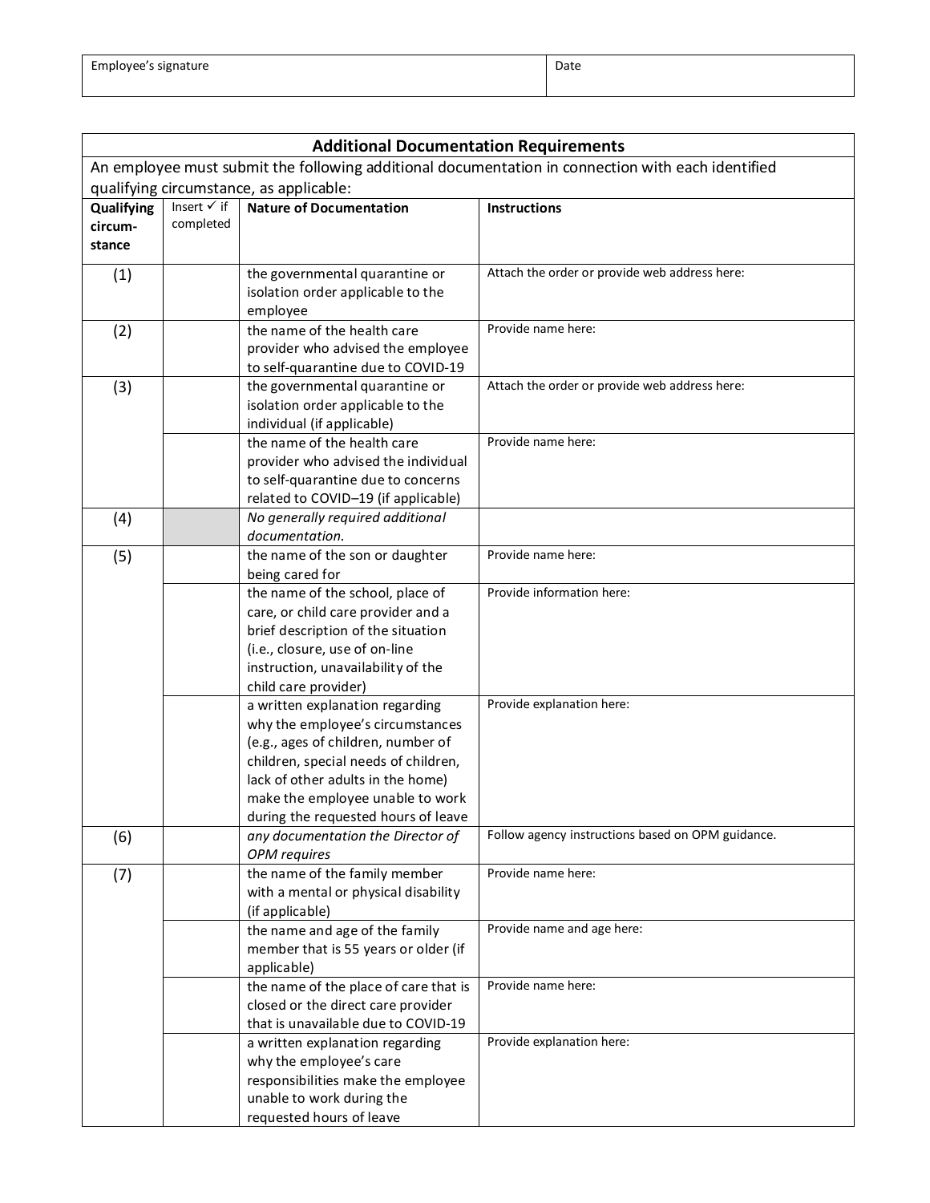| Employee's signature | Date |
|---|---|
| | |

| **Additional Documentation Requirements** | | | |
|---|---|---|---|
| An employee must submit the following additional documentation in connection with each identified qualifying circumstance, as applicable: | | | |
| **Qualifying circum-stance** | Insert ✓ if completed | **Nature of Documentation** | **Instructions** |
| (1) | | the governmental quarantine or isolation order applicable to the employee | Attach the order or provide web address here: |
| (2) | | the name of the health care provider who advised the employee to self-quarantine due to COVID-19 | Provide name here: |
| (3) | | the governmental quarantine or isolation order applicable to the individual (if applicable) | Attach the order or provide web address here: |
| | | the name of the health care provider who advised the individual to self-quarantine due to concerns related to COVID–19 (if applicable) | Provide name here: |
| (4) | | *No generally required additional documentation.* | |
| (5) | | the name of the son or daughter being cared for | Provide name here: |
| | | the name of the school, place of care, or child care provider and a brief description of the situation (i.e., closure, use of on-line instruction, unavailability of the child care provider) | Provide information here: |
| | | a written explanation regarding why the employee's circumstances (e.g., ages of children, number of children, special needs of children, lack of other adults in the home) make the employee unable to work during the requested hours of leave | Provide explanation here: |
| (6) | | *any documentation the Director of OPM requires* | Follow agency instructions based on OPM guidance. |
| (7) | | the name of the family member with a mental or physical disability (if applicable) | Provide name here: |
| | | the name and age of the family member that is 55 years or older (if applicable) | Provide name and age here: |
| | | the name of the place of care that is closed or the direct care provider that is unavailable due to COVID-19 | Provide name here: |
| | | a written explanation regarding why the employee's care responsibilities make the employee unable to work during the requested hours of leave | Provide explanation here: |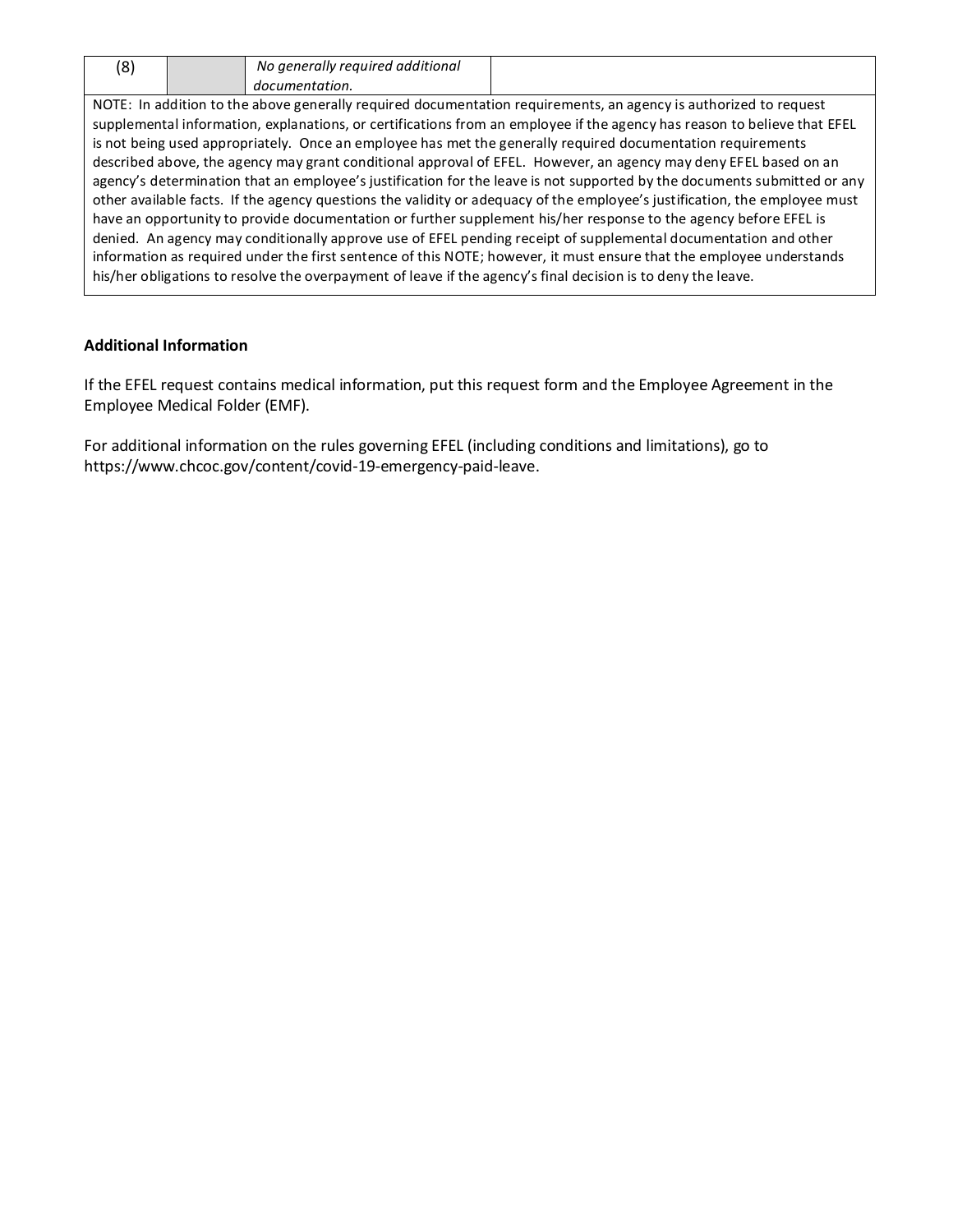| (8) | | *No generally required additional documentation.* | |
|---|---|---|---|
| NOTE: In addition to the above generally required documentation requirements, an agency is authorized to request supplemental information, explanations, or certifications from an employee if the agency has reason to believe that EFEL is not being used appropriately. Once an employee has met the generally required documentation requirements described above, the agency may grant conditional approval of EFEL. However, an agency may deny EFEL based on an agency's determination that an employee's justification for the leave is not supported by the documents submitted or any other available facts. If the agency questions the validity or adequacy of the employee's justification, the employee must have an opportunity to provide documentation or further supplement his/her response to the agency before EFEL is denied. An agency may conditionally approve use of EFEL pending receipt of supplemental documentation and other information as required under the first sentence of this NOTE; however, it must ensure that the employee understands his/her obligations to resolve the overpayment of leave if the agency's final decision is to deny the leave. | | | |

**Additional Information**

If the EFEL request contains medical information, put this request form and the Employee Agreement in the Employee Medical Folder (EMF).

For additional information on the rules governing EFEL (including conditions and limitations), go to https://www.chcoc.gov/content/covid-19-emergency-paid-leave.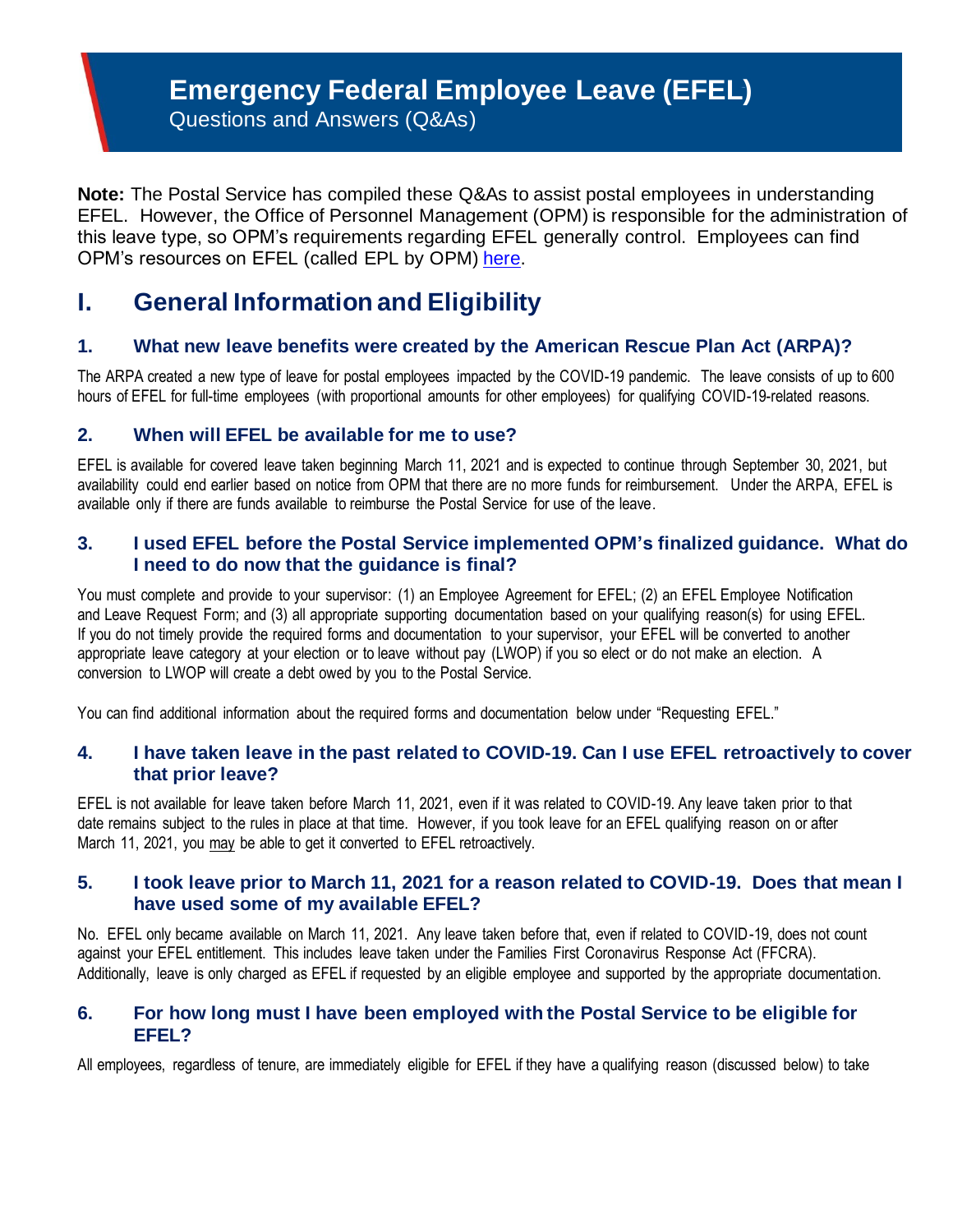# Emergency Federal Employee Leave (EFEL)

Questions and Answers (Q&As)

**Note:** The Postal Service has compiled these Q&As to assist postal employees in understanding EFEL. However, the Office of Personnel Management (OPM) is responsible for the administration of this leave type, so OPM's requirements regarding EFEL generally control. Employees can find OPM's resources on EFEL (called EPL by OPM) here.

## I. General Information and Eligibility

### 1. What new leave benefits were created by the American Rescue Plan Act (ARPA)?

The ARPA created a new type of leave for postal employees impacted by the COVID-19 pandemic. The leave consists of up to 600 hours of EFEL for full-time employees (with proportional amounts for other employees) for qualifying COVID-19-related reasons.

### 2. When will EFEL be available for me to use?

EFEL is available for covered leave taken beginning March 11, 2021 and is expected to continue through September 30, 2021, but availability could end earlier based on notice from OPM that there are no more funds for reimbursement. Under the ARPA, EFEL is available only if there are funds available to reimburse the Postal Service for use of the leave.

### 3. I used EFEL before the Postal Service implemented OPM's finalized guidance. What do I need to do now that the guidance is final?

You must complete and provide to your supervisor: (1) an Employee Agreement for EFEL; (2) an EFEL Employee Notification and Leave Request Form; and (3) all appropriate supporting documentation based on your qualifying reason(s) for using EFEL. If you do not timely provide the required forms and documentation to your supervisor, your EFEL will be converted to another appropriate leave category at your election or to leave without pay (LWOP) if you so elect or do not make an election. A conversion to LWOP will create a debt owed by you to the Postal Service.

You can find additional information about the required forms and documentation below under "Requesting EFEL."

### 4. I have taken leave in the past related to COVID-19. Can I use EFEL retroactively to cover that prior leave?

EFEL is not available for leave taken before March 11, 2021, even if it was related to COVID-19. Any leave taken prior to that date remains subject to the rules in place at that time. However, if you took leave for an EFEL qualifying reason on or after March 11, 2021, you may be able to get it converted to EFEL retroactively.

### 5. I took leave prior to March 11, 2021 for a reason related to COVID-19. Does that mean I have used some of my available EFEL?

No. EFEL only became available on March 11, 2021. Any leave taken before that, even if related to COVID-19, does not count against your EFEL entitlement. This includes leave taken under the Families First Coronavirus Response Act (FFCRA). Additionally, leave is only charged as EFEL if requested by an eligible employee and supported by the appropriate documentation.

### 6. For how long must I have been employed with the Postal Service to be eligible for EFEL?

All employees, regardless of tenure, are immediately eligible for EFEL if they have a qualifying reason (discussed below) to take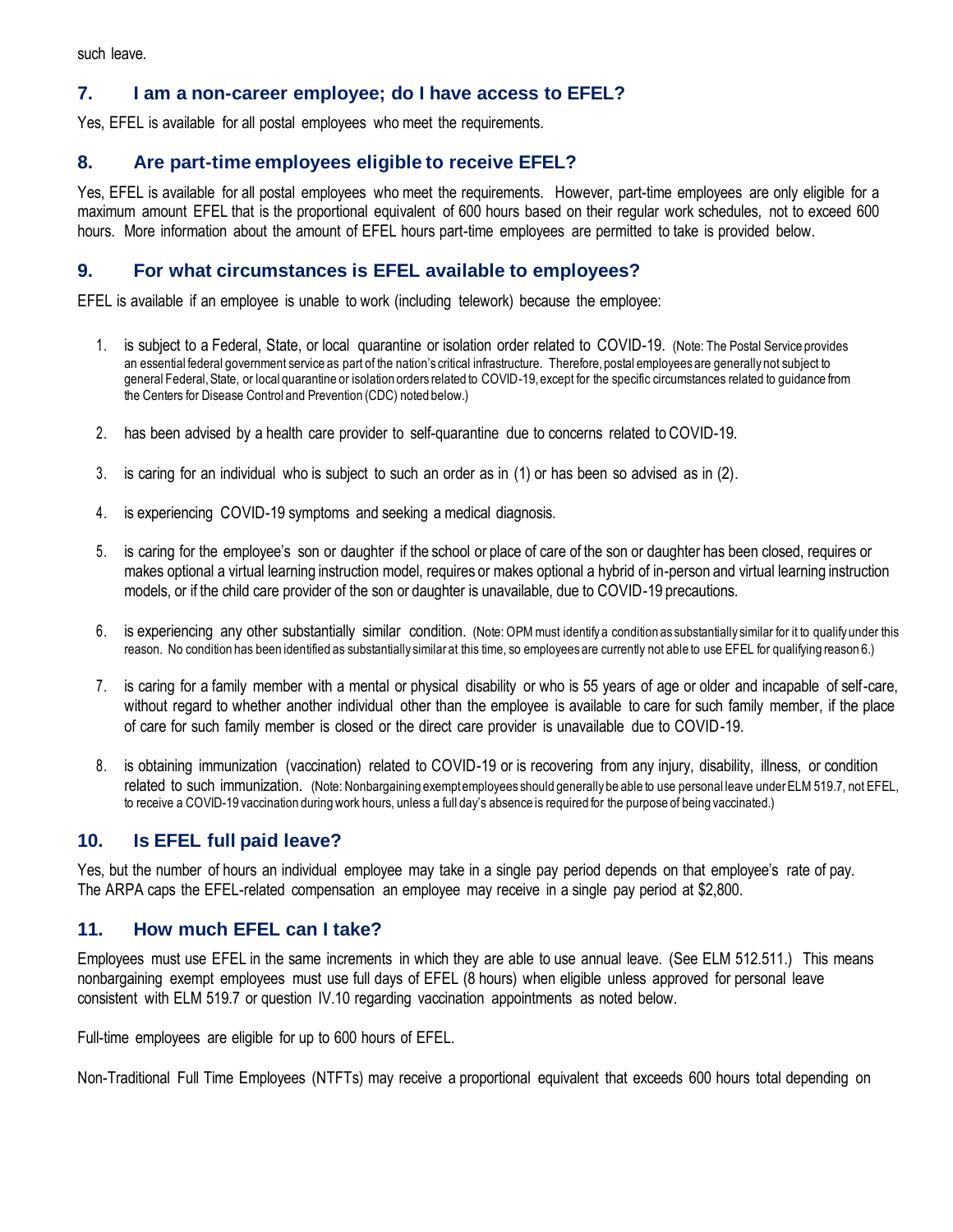such leave.

## 7. I am a non-career employee; do I have access to EFEL?

Yes, EFEL is available for all postal employees who meet the requirements.

## 8. Are part-time employees eligible to receive EFEL?

Yes, EFEL is available for all postal employees who meet the requirements. However, part-time employees are only eligible for a maximum amount EFEL that is the proportional equivalent of 600 hours based on their regular work schedules, not to exceed 600 hours. More information about the amount of EFEL hours part-time employees are permitted to take is provided below.

## 9. For what circumstances is EFEL available to employees?

EFEL is available if an employee is unable to work (including telework) because the employee:

1. is subject to a Federal, State, or local quarantine or isolation order related to COVID-19. (Note: The Postal Service provides an essential federal government service as part of the nation's critical infrastructure. Therefore, postal employees are generally not subject to general Federal, State, or local quarantine or isolation orders related to COVID-19, except for the specific circumstances related to guidance from the Centers for Disease Control and Prevention (CDC) noted below.)

2. has been advised by a health care provider to self-quarantine due to concerns related to COVID-19.

3. is caring for an individual who is subject to such an order as in (1) or has been so advised as in (2).

4. is experiencing COVID-19 symptoms and seeking a medical diagnosis.

5. is caring for the employee's son or daughter if the school or place of care of the son or daughter has been closed, requires or makes optional a virtual learning instruction model, requires or makes optional a hybrid of in-person and virtual learning instruction models, or if the child care provider of the son or daughter is unavailable, due to COVID-19 precautions.

6. is experiencing any other substantially similar condition. (Note: OPM must identify a condition as substantially similar for it to qualify under this reason. No condition has been identified as substantially similar at this time, so employees are currently not able to use EFEL for qualifying reason 6.)

7. is caring for a family member with a mental or physical disability or who is 55 years of age or older and incapable of self-care, without regard to whether another individual other than the employee is available to care for such family member, if the place of care for such family member is closed or the direct care provider is unavailable due to COVID-19.

8. is obtaining immunization (vaccination) related to COVID-19 or is recovering from any injury, disability, illness, or condition related to such immunization. (Note: Nonbargaining exempt employees should generally be able to use personal leave under ELM 519.7, not EFEL, to receive a COVID-19 vaccination during work hours, unless a full day's absence is required for the purpose of being vaccinated.)

## 10. Is EFEL full paid leave?

Yes, but the number of hours an individual employee may take in a single pay period depends on that employee's rate of pay. The ARPA caps the EFEL-related compensation an employee may receive in a single pay period at $2,800.

## 11. How much EFEL can I take?

Employees must use EFEL in the same increments in which they are able to use annual leave. (See ELM 512.511.) This means nonbargaining exempt employees must use full days of EFEL (8 hours) when eligible unless approved for personal leave consistent with ELM 519.7 or question IV.10 regarding vaccination appointments as noted below.

Full-time employees are eligible for up to 600 hours of EFEL.

Non-Traditional Full Time Employees (NTFTs) may receive a proportional equivalent that exceeds 600 hours total depending on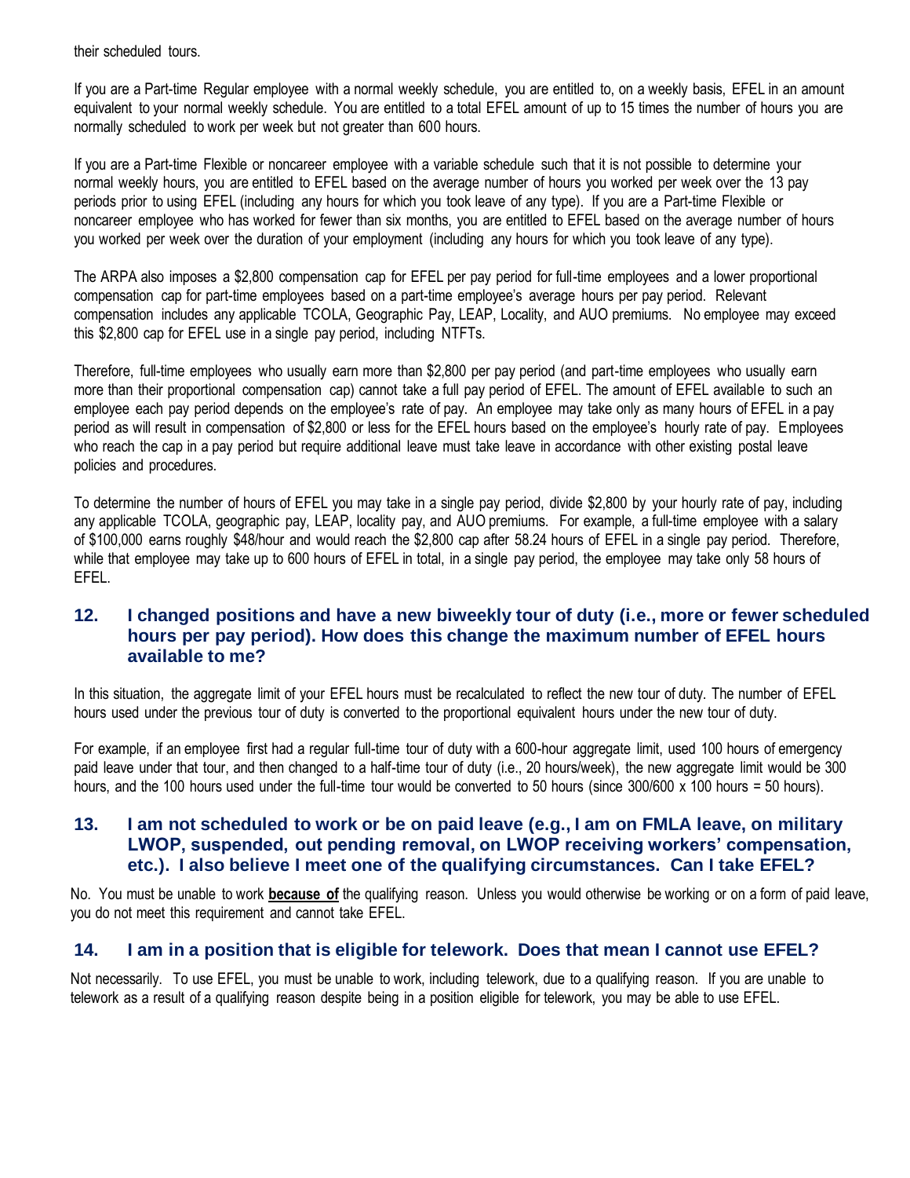their scheduled tours.

If you are a Part-time Regular employee with a normal weekly schedule, you are entitled to, on a weekly basis, EFEL in an amount equivalent to your normal weekly schedule. You are entitled to a total EFEL amount of up to 15 times the number of hours you are normally scheduled to work per week but not greater than 600 hours.

If you are a Part-time Flexible or noncareer employee with a variable schedule such that it is not possible to determine your normal weekly hours, you are entitled to EFEL based on the average number of hours you worked per week over the 13 pay periods prior to using EFEL (including any hours for which you took leave of any type). If you are a Part-time Flexible or noncareer employee who has worked for fewer than six months, you are entitled to EFEL based on the average number of hours you worked per week over the duration of your employment (including any hours for which you took leave of any type).

The ARPA also imposes a $2,800 compensation cap for EFEL per pay period for full-time employees and a lower proportional compensation cap for part-time employees based on a part-time employee's average hours per pay period. Relevant compensation includes any applicable TCOLA, Geographic Pay, LEAP, Locality, and AUO premiums. No employee may exceed this $2,800 cap for EFEL use in a single pay period, including NTFTs.

Therefore, full-time employees who usually earn more than $2,800 per pay period (and part-time employees who usually earn more than their proportional compensation cap) cannot take a full pay period of EFEL. The amount of EFEL available to such an employee each pay period depends on the employee's rate of pay. An employee may take only as many hours of EFEL in a pay period as will result in compensation of $2,800 or less for the EFEL hours based on the employee's hourly rate of pay. Employees who reach the cap in a pay period but require additional leave must take leave in accordance with other existing postal leave policies and procedures.

To determine the number of hours of EFEL you may take in a single pay period, divide $2,800 by your hourly rate of pay, including any applicable TCOLA, geographic pay, LEAP, locality pay, and AUO premiums. For example, a full-time employee with a salary of $100,000 earns roughly $48/hour and would reach the $2,800 cap after 58.24 hours of EFEL in a single pay period. Therefore, while that employee may take up to 600 hours of EFEL in total, in a single pay period, the employee may take only 58 hours of EFEL.

## 12. I changed positions and have a new biweekly tour of duty (i.e., more or fewer scheduled hours per pay period). How does this change the maximum number of EFEL hours available to me?

In this situation, the aggregate limit of your EFEL hours must be recalculated to reflect the new tour of duty. The number of EFEL hours used under the previous tour of duty is converted to the proportional equivalent hours under the new tour of duty.

For example, if an employee first had a regular full-time tour of duty with a 600-hour aggregate limit, used 100 hours of emergency paid leave under that tour, and then changed to a half-time tour of duty (i.e., 20 hours/week), the new aggregate limit would be 300 hours, and the 100 hours used under the full-time tour would be converted to 50 hours (since 300/600 x 100 hours = 50 hours).

## 13. I am not scheduled to work or be on paid leave (e.g., I am on FMLA leave, on military LWOP, suspended, out pending removal, on LWOP receiving workers' compensation, etc.). I also believe I meet one of the qualifying circumstances. Can I take EFEL?

No. You must be unable to work **because of** the qualifying reason. Unless you would otherwise be working or on a form of paid leave, you do not meet this requirement and cannot take EFEL.

## 14. I am in a position that is eligible for telework. Does that mean I cannot use EFEL?

Not necessarily. To use EFEL, you must be unable to work, including telework, due to a qualifying reason. If you are unable to telework as a result of a qualifying reason despite being in a position eligible for telework, you may be able to use EFEL.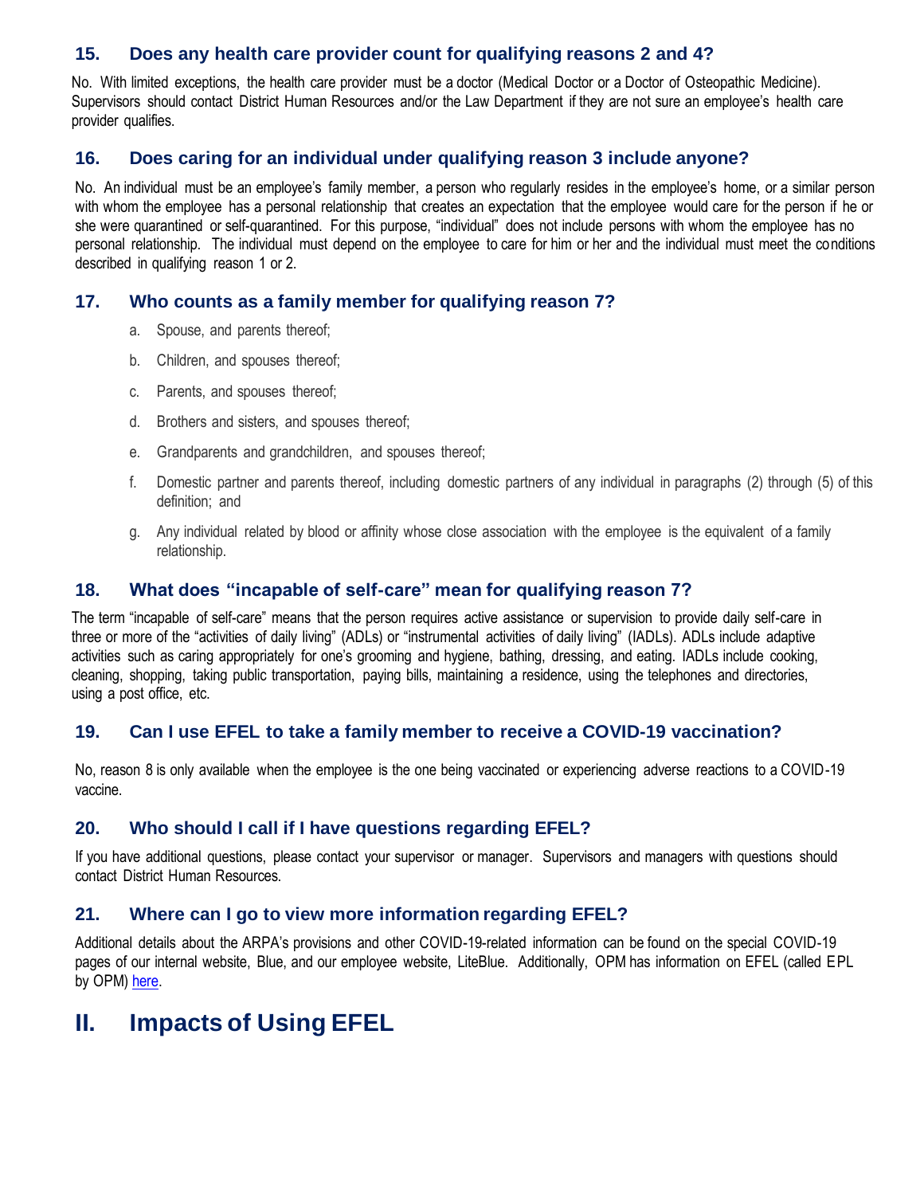### 15. Does any health care provider count for qualifying reasons 2 and 4?

No. With limited exceptions, the health care provider must be a doctor (Medical Doctor or a Doctor of Osteopathic Medicine). Supervisors should contact District Human Resources and/or the Law Department if they are not sure an employee's health care provider qualifies.

### 16. Does caring for an individual under qualifying reason 3 include anyone?

No. An individual must be an employee's family member, a person who regularly resides in the employee's home, or a similar person with whom the employee has a personal relationship that creates an expectation that the employee would care for the person if he or she were quarantined or self-quarantined. For this purpose, "individual" does not include persons with whom the employee has no personal relationship. The individual must depend on the employee to care for him or her and the individual must meet the conditions described in qualifying reason 1 or 2.

### 17. Who counts as a family member for qualifying reason 7?

a. Spouse, and parents thereof;

b. Children, and spouses thereof;

c. Parents, and spouses thereof;

d. Brothers and sisters, and spouses thereof;

e. Grandparents and grandchildren, and spouses thereof;

f. Domestic partner and parents thereof, including domestic partners of any individual in paragraphs (2) through (5) of this definition; and

g. Any individual related by blood or affinity whose close association with the employee is the equivalent of a family relationship.

### 18. What does "incapable of self-care" mean for qualifying reason 7?

The term "incapable of self-care" means that the person requires active assistance or supervision to provide daily self-care in three or more of the "activities of daily living" (ADLs) or "instrumental activities of daily living" (IADLs). ADLs include adaptive activities such as caring appropriately for one's grooming and hygiene, bathing, dressing, and eating. IADLs include cooking, cleaning, shopping, taking public transportation, paying bills, maintaining a residence, using the telephones and directories, using a post office, etc.

### 19. Can I use EFEL to take a family member to receive a COVID-19 vaccination?

No, reason 8 is only available when the employee is the one being vaccinated or experiencing adverse reactions to a COVID-19 vaccine.

### 20. Who should I call if I have questions regarding EFEL?

If you have additional questions, please contact your supervisor or manager. Supervisors and managers with questions should contact District Human Resources.

### 21. Where can I go to view more information regarding EFEL?

Additional details about the ARPA's provisions and other COVID-19-related information can be found on the special COVID-19 pages of our internal website, Blue, and our employee website, LiteBlue. Additionally, OPM has information on EFEL (called EPL by OPM) here.

## II. Impacts of Using EFEL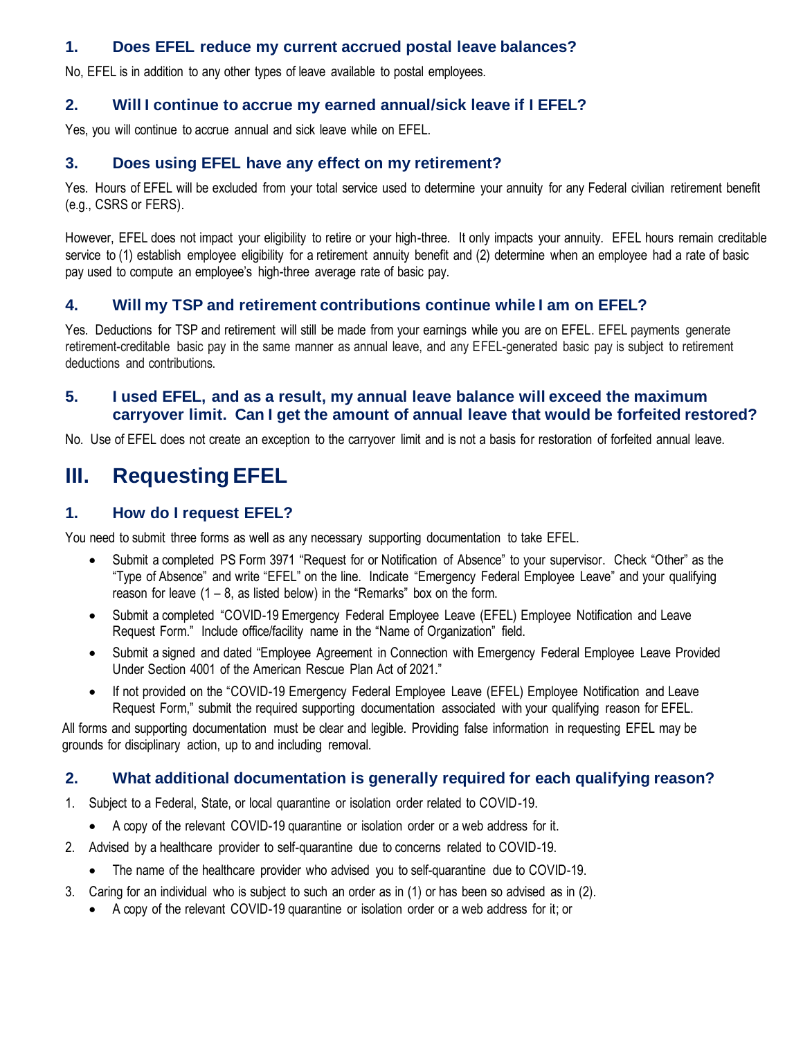### 1. Does EFEL reduce my current accrued postal leave balances?

No, EFEL is in addition to any other types of leave available to postal employees.

### 2. Will I continue to accrue my earned annual/sick leave if I EFEL?

Yes, you will continue to accrue annual and sick leave while on EFEL.

### 3. Does using EFEL have any effect on my retirement?

Yes. Hours of EFEL will be excluded from your total service used to determine your annuity for any Federal civilian retirement benefit (e.g., CSRS or FERS).

However, EFEL does not impact your eligibility to retire or your high-three. It only impacts your annuity. EFEL hours remain creditable service to (1) establish employee eligibility for a retirement annuity benefit and (2) determine when an employee had a rate of basic pay used to compute an employee's high-three average rate of basic pay.

### 4. Will my TSP and retirement contributions continue while I am on EFEL?

Yes. Deductions for TSP and retirement will still be made from your earnings while you are on EFEL. EFEL payments generate retirement-creditable basic pay in the same manner as annual leave, and any EFEL-generated basic pay is subject to retirement deductions and contributions.

### 5. I used EFEL, and as a result, my annual leave balance will exceed the maximum carryover limit. Can I get the amount of annual leave that would be forfeited restored?

No. Use of EFEL does not create an exception to the carryover limit and is not a basis for restoration of forfeited annual leave.

## III. Requesting EFEL

### 1. How do I request EFEL?

You need to submit three forms as well as any necessary supporting documentation to take EFEL.

- Submit a completed PS Form 3971 "Request for or Notification of Absence" to your supervisor. Check "Other" as the "Type of Absence" and write "EFEL" on the line. Indicate "Emergency Federal Employee Leave" and your qualifying reason for leave (1 – 8, as listed below) in the "Remarks" box on the form.
- Submit a completed "COVID-19 Emergency Federal Employee Leave (EFEL) Employee Notification and Leave Request Form." Include office/facility name in the "Name of Organization" field.
- Submit a signed and dated "Employee Agreement in Connection with Emergency Federal Employee Leave Provided Under Section 4001 of the American Rescue Plan Act of 2021."
- If not provided on the "COVID-19 Emergency Federal Employee Leave (EFEL) Employee Notification and Leave Request Form," submit the required supporting documentation associated with your qualifying reason for EFEL.

All forms and supporting documentation must be clear and legible. Providing false information in requesting EFEL may be grounds for disciplinary action, up to and including removal.

### 2. What additional documentation is generally required for each qualifying reason?

1. Subject to a Federal, State, or local quarantine or isolation order related to COVID-19.
   - A copy of the relevant COVID-19 quarantine or isolation order or a web address for it.
2. Advised by a healthcare provider to self-quarantine due to concerns related to COVID-19.
   - The name of the healthcare provider who advised you to self-quarantine due to COVID-19.
3. Caring for an individual who is subject to such an order as in (1) or has been so advised as in (2).
   - A copy of the relevant COVID-19 quarantine or isolation order or a web address for it; or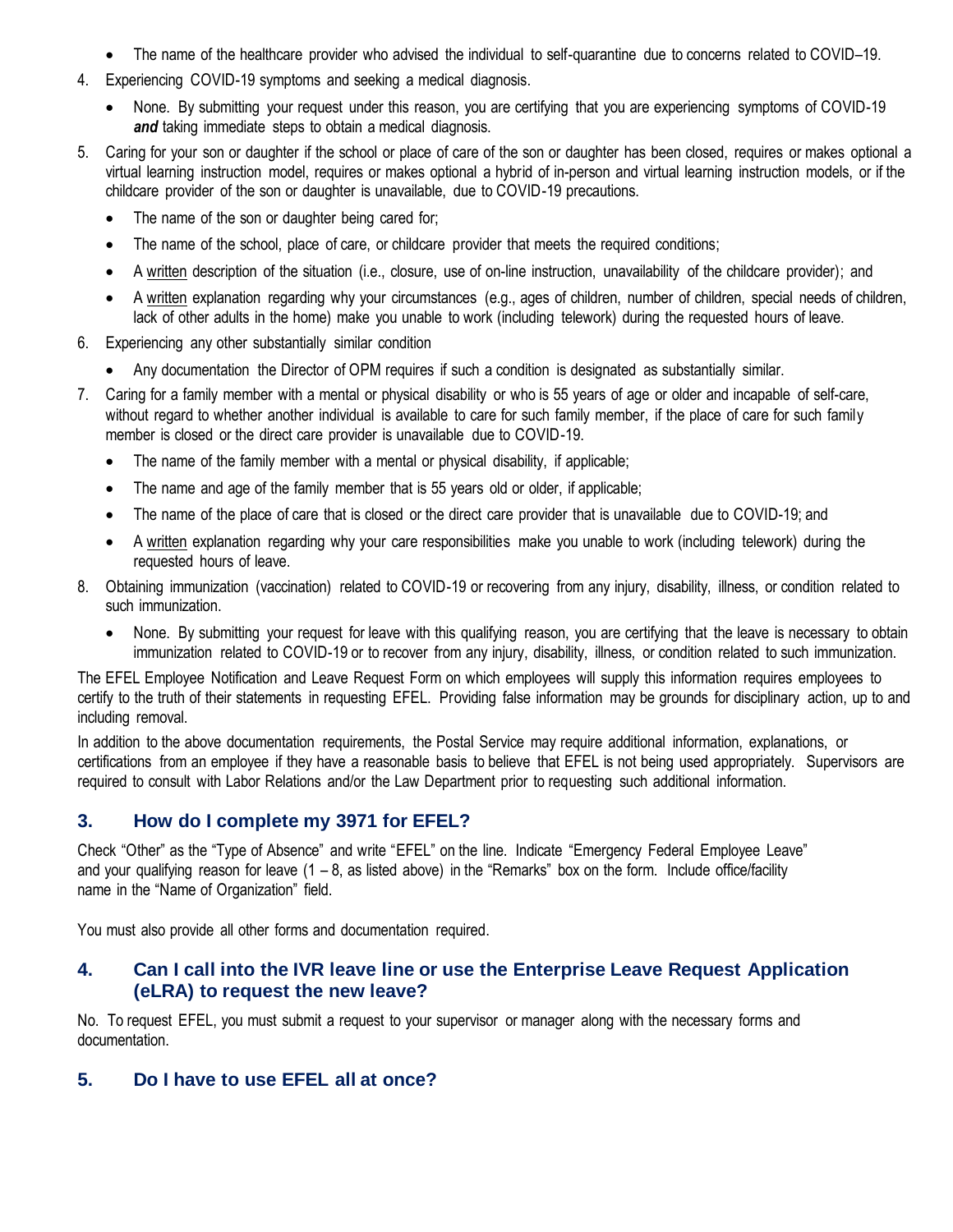- The name of the healthcare provider who advised the individual to self-quarantine due to concerns related to COVID–19.

4. Experiencing COVID-19 symptoms and seeking a medical diagnosis.
   - None. By submitting your request under this reason, you are certifying that you are experiencing symptoms of COVID-19 ***and*** taking immediate steps to obtain a medical diagnosis.
5. Caring for your son or daughter if the school or place of care of the son or daughter has been closed, requires or makes optional a virtual learning instruction model, requires or makes optional a hybrid of in-person and virtual learning instruction models, or if the childcare provider of the son or daughter is unavailable, due to COVID-19 precautions.
   - The name of the son or daughter being cared for;
   - The name of the school, place of care, or childcare provider that meets the required conditions;
   - A written description of the situation (i.e., closure, use of on-line instruction, unavailability of the childcare provider); and
   - A written explanation regarding why your circumstances (e.g., ages of children, number of children, special needs of children, lack of other adults in the home) make you unable to work (including telework) during the requested hours of leave.
6. Experiencing any other substantially similar condition
   - Any documentation the Director of OPM requires if such a condition is designated as substantially similar.
7. Caring for a family member with a mental or physical disability or who is 55 years of age or older and incapable of self-care, without regard to whether another individual is available to care for such family member, if the place of care for such family member is closed or the direct care provider is unavailable due to COVID-19.
   - The name of the family member with a mental or physical disability, if applicable;
   - The name and age of the family member that is 55 years old or older, if applicable;
   - The name of the place of care that is closed or the direct care provider that is unavailable due to COVID-19; and
   - A written explanation regarding why your care responsibilities make you unable to work (including telework) during the requested hours of leave.
8. Obtaining immunization (vaccination) related to COVID-19 or recovering from any injury, disability, illness, or condition related to such immunization.
   - None. By submitting your request for leave with this qualifying reason, you are certifying that the leave is necessary to obtain immunization related to COVID-19 or to recover from any injury, disability, illness, or condition related to such immunization.

The EFEL Employee Notification and Leave Request Form on which employees will supply this information requires employees to certify to the truth of their statements in requesting EFEL. Providing false information may be grounds for disciplinary action, up to and including removal.

In addition to the above documentation requirements, the Postal Service may require additional information, explanations, or certifications from an employee if they have a reasonable basis to believe that EFEL is not being used appropriately. Supervisors are required to consult with Labor Relations and/or the Law Department prior to requesting such additional information.

## 3. How do I complete my 3971 for EFEL?

Check "Other" as the "Type of Absence" and write "EFEL" on the line. Indicate "Emergency Federal Employee Leave" and your qualifying reason for leave (1 – 8, as listed above) in the "Remarks" box on the form. Include office/facility name in the "Name of Organization" field.

You must also provide all other forms and documentation required.

## 4. Can I call into the IVR leave line or use the Enterprise Leave Request Application (eLRA) to request the new leave?

No. To request EFEL, you must submit a request to your supervisor or manager along with the necessary forms and documentation.

## 5. Do I have to use EFEL all at once?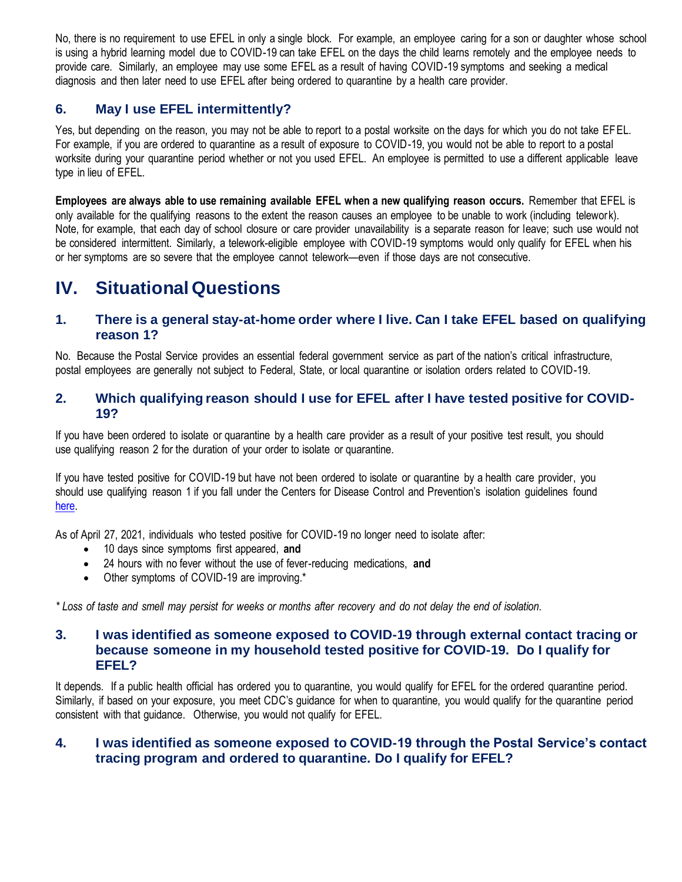No, there is no requirement to use EFEL in only a single block. For example, an employee caring for a son or daughter whose school is using a hybrid learning model due to COVID-19 can take EFEL on the days the child learns remotely and the employee needs to provide care. Similarly, an employee may use some EFEL as a result of having COVID-19 symptoms and seeking a medical diagnosis and then later need to use EFEL after being ordered to quarantine by a health care provider.

### 6. May I use EFEL intermittently?

Yes, but depending on the reason, you may not be able to report to a postal worksite on the days for which you do not take EFEL. For example, if you are ordered to quarantine as a result of exposure to COVID-19, you would not be able to report to a postal worksite during your quarantine period whether or not you used EFEL. An employee is permitted to use a different applicable leave type in lieu of EFEL.

**Employees are always able to use remaining available EFEL when a new qualifying reason occurs.** Remember that EFEL is only available for the qualifying reasons to the extent the reason causes an employee to be unable to work (including telework). Note, for example, that each day of school closure or care provider unavailability is a separate reason for leave; such use would not be considered intermittent. Similarly, a telework-eligible employee with COVID-19 symptoms would only qualify for EFEL when his or her symptoms are so severe that the employee cannot telework—even if those days are not consecutive.

## IV. Situational Questions

### 1. There is a general stay-at-home order where I live. Can I take EFEL based on qualifying reason 1?

No. Because the Postal Service provides an essential federal government service as part of the nation's critical infrastructure, postal employees are generally not subject to Federal, State, or local quarantine or isolation orders related to COVID-19.

### 2. Which qualifying reason should I use for EFEL after I have tested positive for COVID-19?

If you have been ordered to isolate or quarantine by a health care provider as a result of your positive test result, you should use qualifying reason 2 for the duration of your order to isolate or quarantine.

If you have tested positive for COVID-19 but have not been ordered to isolate or quarantine by a health care provider, you should use qualifying reason 1 if you fall under the Centers for Disease Control and Prevention's isolation guidelines found here.

As of April 27, 2021, individuals who tested positive for COVID-19 no longer need to isolate after:

- 10 days since symptoms first appeared, **and**
- 24 hours with no fever without the use of fever-reducing medications, **and**
- Other symptoms of COVID-19 are improving.*

*\* Loss of taste and smell may persist for weeks or months after recovery and do not delay the end of isolation.*

### 3. I was identified as someone exposed to COVID-19 through external contact tracing or because someone in my household tested positive for COVID-19. Do I qualify for EFEL?

It depends. If a public health official has ordered you to quarantine, you would qualify for EFEL for the ordered quarantine period. Similarly, if based on your exposure, you meet CDC's guidance for when to quarantine, you would qualify for the quarantine period consistent with that guidance. Otherwise, you would not qualify for EFEL.

### 4. I was identified as someone exposed to COVID-19 through the Postal Service's contact tracing program and ordered to quarantine. Do I qualify for EFEL?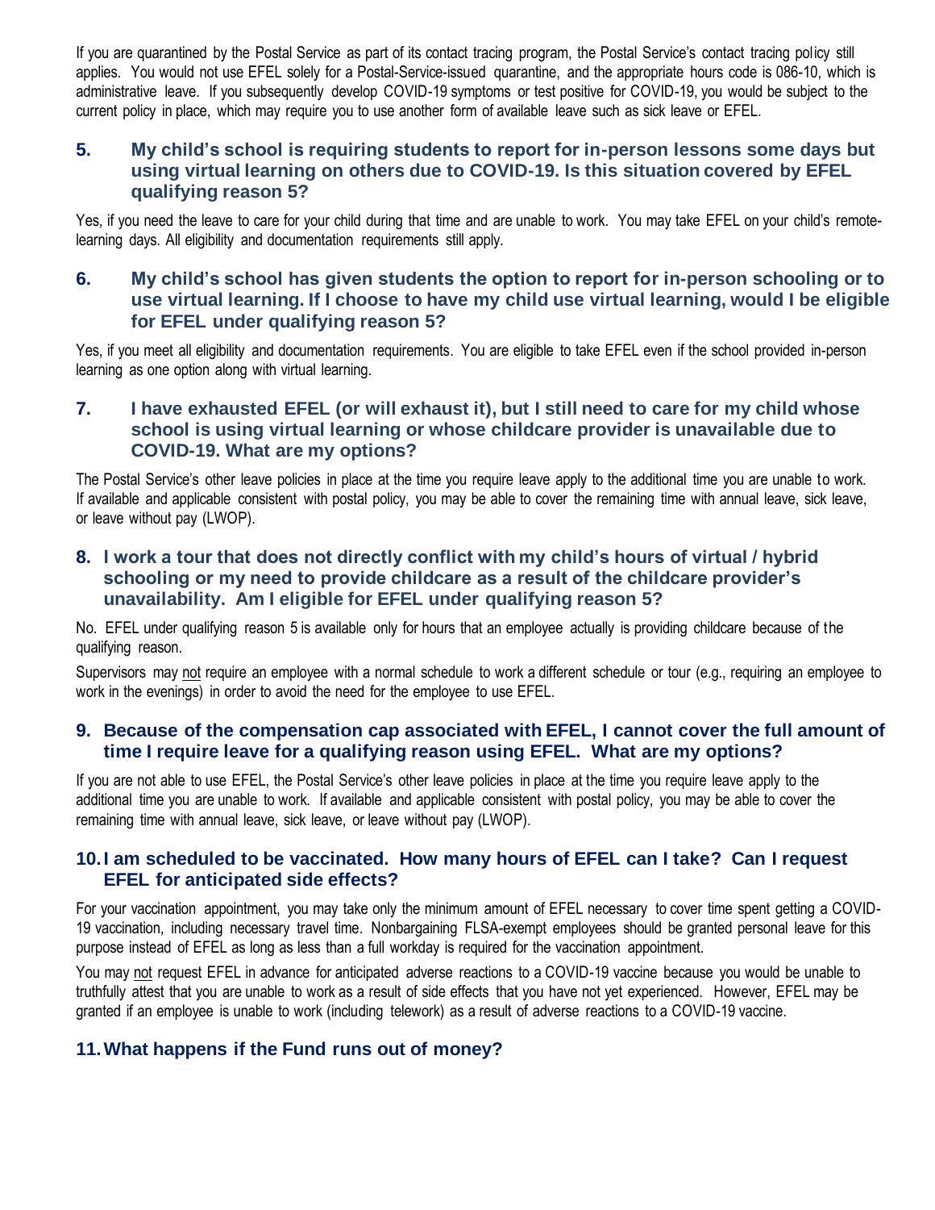If you are quarantined by the Postal Service as part of its contact tracing program, the Postal Service's contact tracing policy still applies. You would not use EFEL solely for a Postal-Service-issued quarantine, and the appropriate hours code is 086-10, which is administrative leave. If you subsequently develop COVID-19 symptoms or test positive for COVID-19, you would be subject to the current policy in place, which may require you to use another form of available leave such as sick leave or EFEL.

### 5. My child's school is requiring students to report for in-person lessons some days but using virtual learning on others due to COVID-19. Is this situation covered by EFEL qualifying reason 5?

Yes, if you need the leave to care for your child during that time and are unable to work. You may take EFEL on your child's remote-learning days. All eligibility and documentation requirements still apply.

### 6. My child's school has given students the option to report for in-person schooling or to use virtual learning. If I choose to have my child use virtual learning, would I be eligible for EFEL under qualifying reason 5?

Yes, if you meet all eligibility and documentation requirements. You are eligible to take EFEL even if the school provided in-person learning as one option along with virtual learning.

### 7. I have exhausted EFEL (or will exhaust it), but I still need to care for my child whose school is using virtual learning or whose childcare provider is unavailable due to COVID-19. What are my options?

The Postal Service's other leave policies in place at the time you require leave apply to the additional time you are unable to work. If available and applicable consistent with postal policy, you may be able to cover the remaining time with annual leave, sick leave, or leave without pay (LWOP).

### 8. I work a tour that does not directly conflict with my child's hours of virtual / hybrid schooling or my need to provide childcare as a result of the childcare provider's unavailability. Am I eligible for EFEL under qualifying reason 5?

No. EFEL under qualifying reason 5 is available only for hours that an employee actually is providing childcare because of the qualifying reason.

Supervisors may not require an employee with a normal schedule to work a different schedule or tour (e.g., requiring an employee to work in the evenings) in order to avoid the need for the employee to use EFEL.

### 9. Because of the compensation cap associated with EFEL, I cannot cover the full amount of time I require leave for a qualifying reason using EFEL. What are my options?

If you are not able to use EFEL, the Postal Service's other leave policies in place at the time you require leave apply to the additional time you are unable to work. If available and applicable consistent with postal policy, you may be able to cover the remaining time with annual leave, sick leave, or leave without pay (LWOP).

### 10. I am scheduled to be vaccinated. How many hours of EFEL can I take? Can I request EFEL for anticipated side effects?

For your vaccination appointment, you may take only the minimum amount of EFEL necessary to cover time spent getting a COVID-19 vaccination, including necessary travel time. Nonbargaining FLSA-exempt employees should be granted personal leave for this purpose instead of EFEL as long as less than a full workday is required for the vaccination appointment.

You may not request EFEL in advance for anticipated adverse reactions to a COVID-19 vaccine because you would be unable to truthfully attest that you are unable to work as a result of side effects that you have not yet experienced. However, EFEL may be granted if an employee is unable to work (including telework) as a result of adverse reactions to a COVID-19 vaccine.

### 11. What happens if the Fund runs out of money?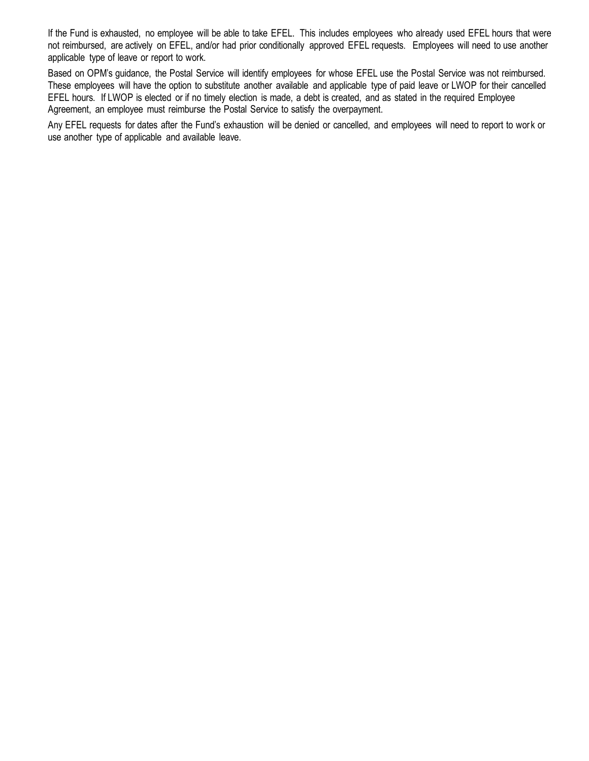If the Fund is exhausted, no employee will be able to take EFEL. This includes employees who already used EFEL hours that were not reimbursed, are actively on EFEL, and/or had prior conditionally approved EFEL requests. Employees will need to use another applicable type of leave or report to work.

Based on OPM's guidance, the Postal Service will identify employees for whose EFEL use the Postal Service was not reimbursed. These employees will have the option to substitute another available and applicable type of paid leave or LWOP for their cancelled EFEL hours. If LWOP is elected or if no timely election is made, a debt is created, and as stated in the required Employee Agreement, an employee must reimburse the Postal Service to satisfy the overpayment.

Any EFEL requests for dates after the Fund's exhaustion will be denied or cancelled, and employees will need to report to work or use another type of applicable and available leave.